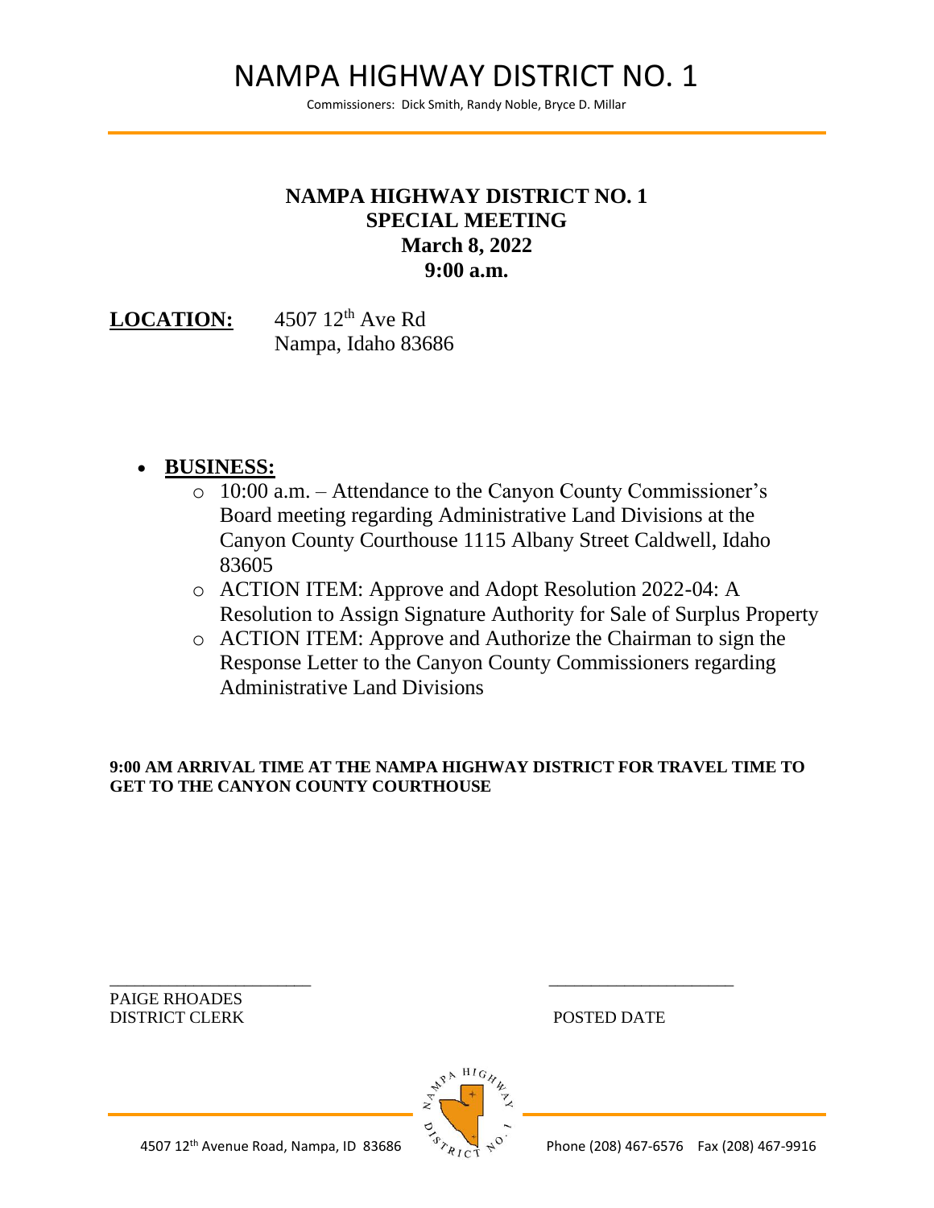# NAMPA HIGHWAY DISTRICT NO. 1

Commissioners: Dick Smith, Randy Noble, Bryce D. Millar

## NAMPA HIGHWAY DISTRICT NO. 1
## SPECIAL MEETING
### March 8, 2022
### 9:00 a.m.

**LOCATION:** 4507 12th Ave Rd
Nampa, Idaho 83686

- **BUSINESS:**
  - 10:00 a.m. – Attendance to the Canyon County Commissioner's Board meeting regarding Administrative Land Divisions at the Canyon County Courthouse 1115 Albany Street Caldwell, Idaho 83605
  - ACTION ITEM: Approve and Adopt Resolution 2022-04: A Resolution to Assign Signature Authority for Sale of Surplus Property
  - ACTION ITEM: Approve and Authorize the Chairman to sign the Response Letter to the Canyon County Commissioners regarding Administrative Land Divisions

**9:00 AM ARRIVAL TIME AT THE NAMPA HIGHWAY DISTRICT FOR TRAVEL TIME TO GET TO THE CANYON COUNTY COURTHOUSE**

\_\_\_\_\_\_\_\_\_\_\_\_\_\_\_\_\_\_\_\_\_\_\_\_
PAIGE RHOADES
DISTRICT CLERK

\_\_\_\_\_\_\_\_\_\_\_\_\_\_\_\_\_\_\_\_\_\_\_\_
POSTED DATE

4507 12th Avenue Road, Nampa, ID 83686 Phone (208) 467-6576 Fax (208) 467-9916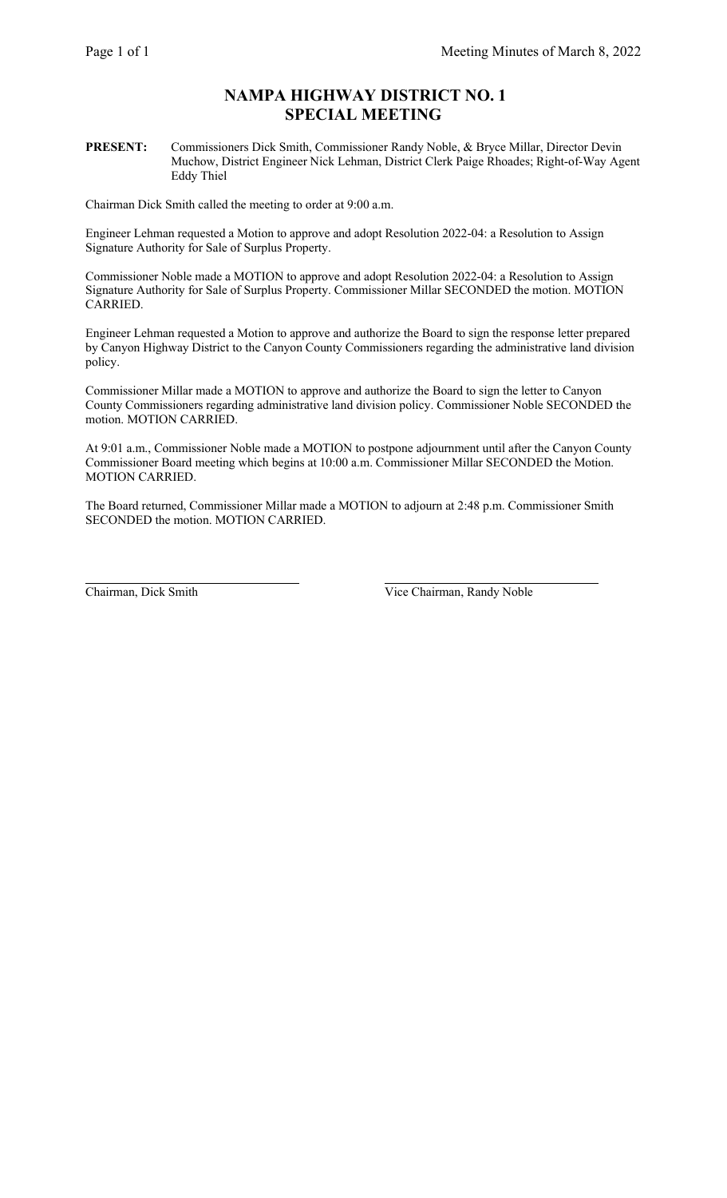# NAMPA HIGHWAY DISTRICT NO. 1
## SPECIAL MEETING

**PRESENT:** Commissioners Dick Smith, Commissioner Randy Noble, & Bryce Millar, Director Devin Muchow, District Engineer Nick Lehman, District Clerk Paige Rhoades; Right-of-Way Agent Eddy Thiel

Chairman Dick Smith called the meeting to order at 9:00 a.m.

Engineer Lehman requested a Motion to approve and adopt Resolution 2022-04: a Resolution to Assign Signature Authority for Sale of Surplus Property.

Commissioner Noble made a MOTION to approve and adopt Resolution 2022-04: a Resolution to Assign Signature Authority for Sale of Surplus Property. Commissioner Millar SECONDED the motion. MOTION CARRIED.

Engineer Lehman requested a Motion to approve and authorize the Board to sign the response letter prepared by Canyon Highway District to the Canyon County Commissioners regarding the administrative land division policy.

Commissioner Millar made a MOTION to approve and authorize the Board to sign the letter to Canyon County Commissioners regarding administrative land division policy. Commissioner Noble SECONDED the motion. MOTION CARRIED.

At 9:01 a.m., Commissioner Noble made a MOTION to postpone adjournment until after the Canyon County Commissioner Board meeting which begins at 10:00 a.m. Commissioner Millar SECONDED the Motion. MOTION CARRIED.

The Board returned, Commissioner Millar made a MOTION to adjourn at 2:48 p.m. Commissioner Smith SECONDED the motion. MOTION CARRIED.

Chairman, Dick Smith

Vice Chairman, Randy Noble